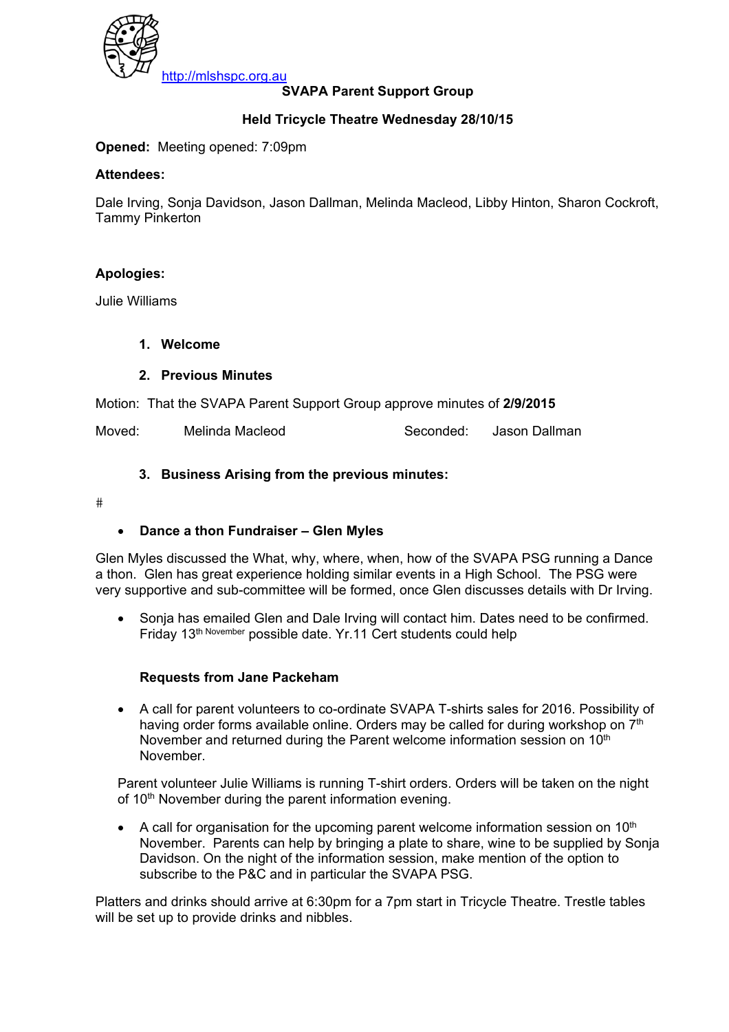http://mlshspc.org.au

**SVAPA Parent Support Group**

**Held Tricycle Theatre Wednesday 28/10/15**

**Opened:** Meeting opened: 7:09pm

**Attendees:**

Dale Irving, Sonja Davidson, Jason Dallman, Melinda Macleod, Libby Hinton, Sharon Cockroft, Tammy Pinkerton

**Apologies:**

Julie Williams

1. **Welcome**

2. **Previous Minutes**

Motion: That the SVAPA Parent Support Group approve minutes of **2/9/2015**

Moved: Melinda Macleod Seconded: Jason Dallman

3. **Business Arising from the previous minutes:**

#

- **Dance a thon Fundraiser – Glen Myles**

Glen Myles discussed the What, why, where, when, how of the SVAPA PSG running a Dance a thon. Glen has great experience holding similar events in a High School. The PSG were very supportive and sub-committee will be formed, once Glen discusses details with Dr Irving.

- Sonja has emailed Glen and Dale Irving will contact him. Dates need to be confirmed. Friday 13th November possible date. Yr.11 Cert students could help

**Requests from Jane Packeham**

- A call for parent volunteers to co-ordinate SVAPA T-shirts sales for 2016. Possibility of having order forms available online. Orders may be called for during workshop on 7th November and returned during the Parent welcome information session on 10th November.

Parent volunteer Julie Williams is running T-shirt orders. Orders will be taken on the night of 10th November during the parent information evening.

- A call for organisation for the upcoming parent welcome information session on 10th November. Parents can help by bringing a plate to share, wine to be supplied by Sonja Davidson. On the night of the information session, make mention of the option to subscribe to the P&C and in particular the SVAPA PSG.

Platters and drinks should arrive at 6:30pm for a 7pm start in Tricycle Theatre. Trestle tables will be set up to provide drinks and nibbles.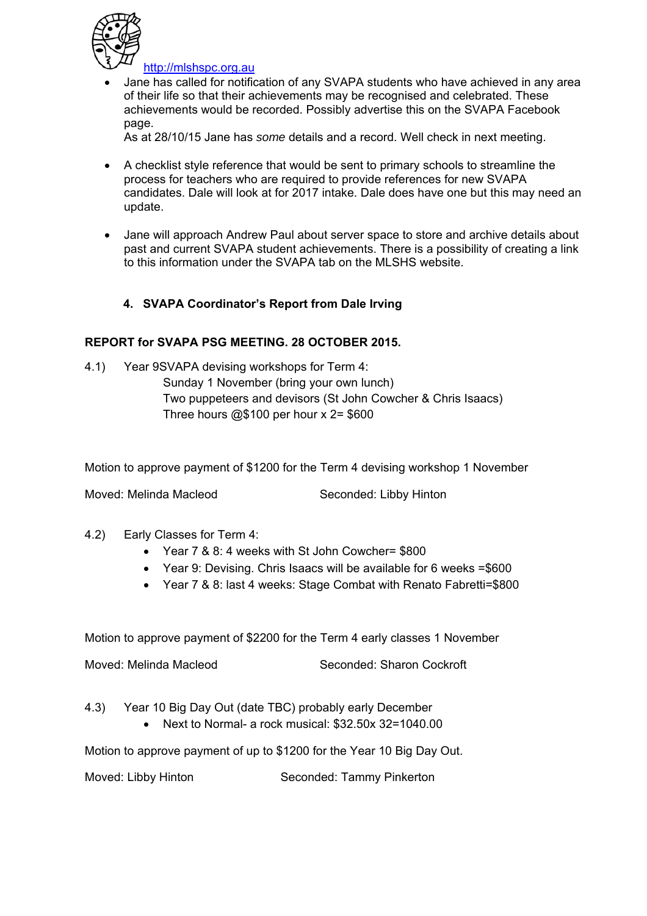http://mlshspc.org.au

- Jane has called for notification of any SVAPA students who have achieved in any area of their life so that their achievements may be recognised and celebrated. These achievements would be recorded. Possibly advertise this on the SVAPA Facebook page.
  As at 28/10/15 Jane has *some* details and a record. Well check in next meeting.

- A checklist style reference that would be sent to primary schools to streamline the process for teachers who are required to provide references for new SVAPA candidates. Dale will look at for 2017 intake. Dale does have one but this may need an update.

- Jane will approach Andrew Paul about server space to store and archive details about past and current SVAPA student achievements. There is a possibility of creating a link to this information under the SVAPA tab on the MLSHS website.

### 4. SVAPA Coordinator's Report from Dale Irving

**REPORT for SVAPA PSG MEETING. 28 OCTOBER 2015.**

4.1) Year 9SVAPA devising workshops for Term 4:
Sunday 1 November (bring your own lunch)
Two puppeteers and devisors (St John Cowcher & Chris Isaacs)
Three hours @$100 per hour x 2= $600

Motion to approve payment of $1200 for the Term 4 devising workshop 1 November

Moved: Melinda Macleod    Seconded: Libby Hinton

4.2) Early Classes for Term 4:

- Year 7 & 8: 4 weeks with St John Cowcher= $800
- Year 9: Devising. Chris Isaacs will be available for 6 weeks =$600
- Year 7 & 8: last 4 weeks: Stage Combat with Renato Fabretti=$800

Motion to approve payment of $2200 for the Term 4 early classes 1 November

Moved: Melinda Macleod    Seconded: Sharon Cockroft

4.3) Year 10 Big Day Out (date TBC) probably early December

- Next to Normal- a rock musical: $32.50x 32=1040.00

Motion to approve payment of up to $1200 for the Year 10 Big Day Out.

Moved: Libby Hinton    Seconded: Tammy Pinkerton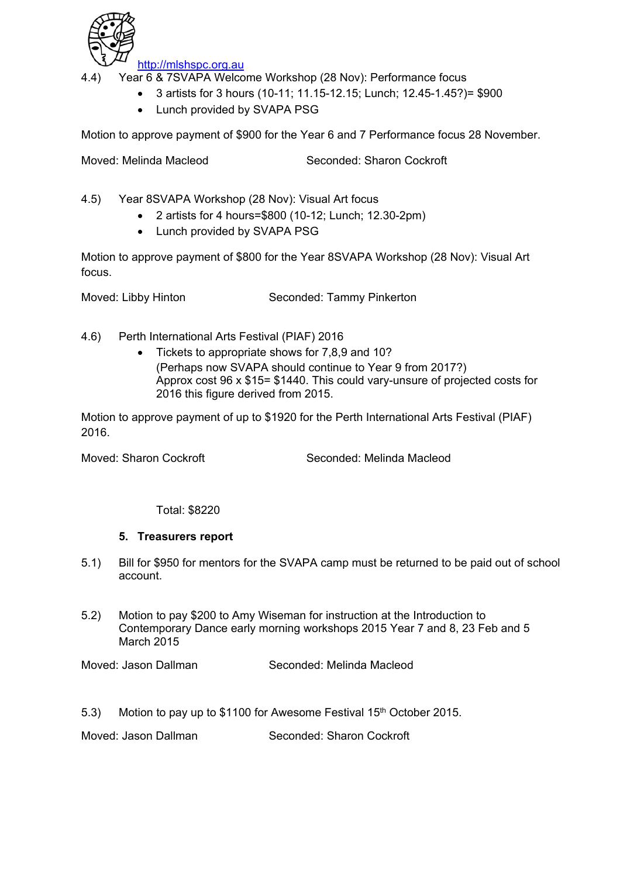http://mlshspc.org.au

4.4) Year 6 & 7SVAPA Welcome Workshop (28 Nov): Performance focus

- 3 artists for 3 hours (10-11; 11.15-12.15; Lunch; 12.45-1.45?)= $900
- Lunch provided by SVAPA PSG

Motion to approve payment of $900 for the Year 6 and 7 Performance focus 28 November.

Moved: Melinda Macleod Seconded: Sharon Cockroft

4.5) Year 8SVAPA Workshop (28 Nov): Visual Art focus

- 2 artists for 4 hours=$800 (10-12; Lunch; 12.30-2pm)
- Lunch provided by SVAPA PSG

Motion to approve payment of $800 for the Year 8SVAPA Workshop (28 Nov): Visual Art focus.

Moved: Libby Hinton Seconded: Tammy Pinkerton

4.6) Perth International Arts Festival (PIAF) 2016

- Tickets to appropriate shows for 7,8,9 and 10?
  (Perhaps now SVAPA should continue to Year 9 from 2017?)
  Approx cost 96 x $15= $1440. This could vary-unsure of projected costs for 2016 this figure derived from 2015.

Motion to approve payment of up to $1920 for the Perth International Arts Festival (PIAF) 2016.

Moved: Sharon Cockroft Seconded: Melinda Macleod

Total: $8220

## 5. Treasurers report

5.1) Bill for $950 for mentors for the SVAPA camp must be returned to be paid out of school account.

5.2) Motion to pay $200 to Amy Wiseman for instruction at the Introduction to Contemporary Dance early morning workshops 2015 Year 7 and 8, 23 Feb and 5 March 2015

Moved: Jason Dallman Seconded: Melinda Macleod

5.3) Motion to pay up to $1100 for Awesome Festival 15th October 2015.

Moved: Jason Dallman Seconded: Sharon Cockroft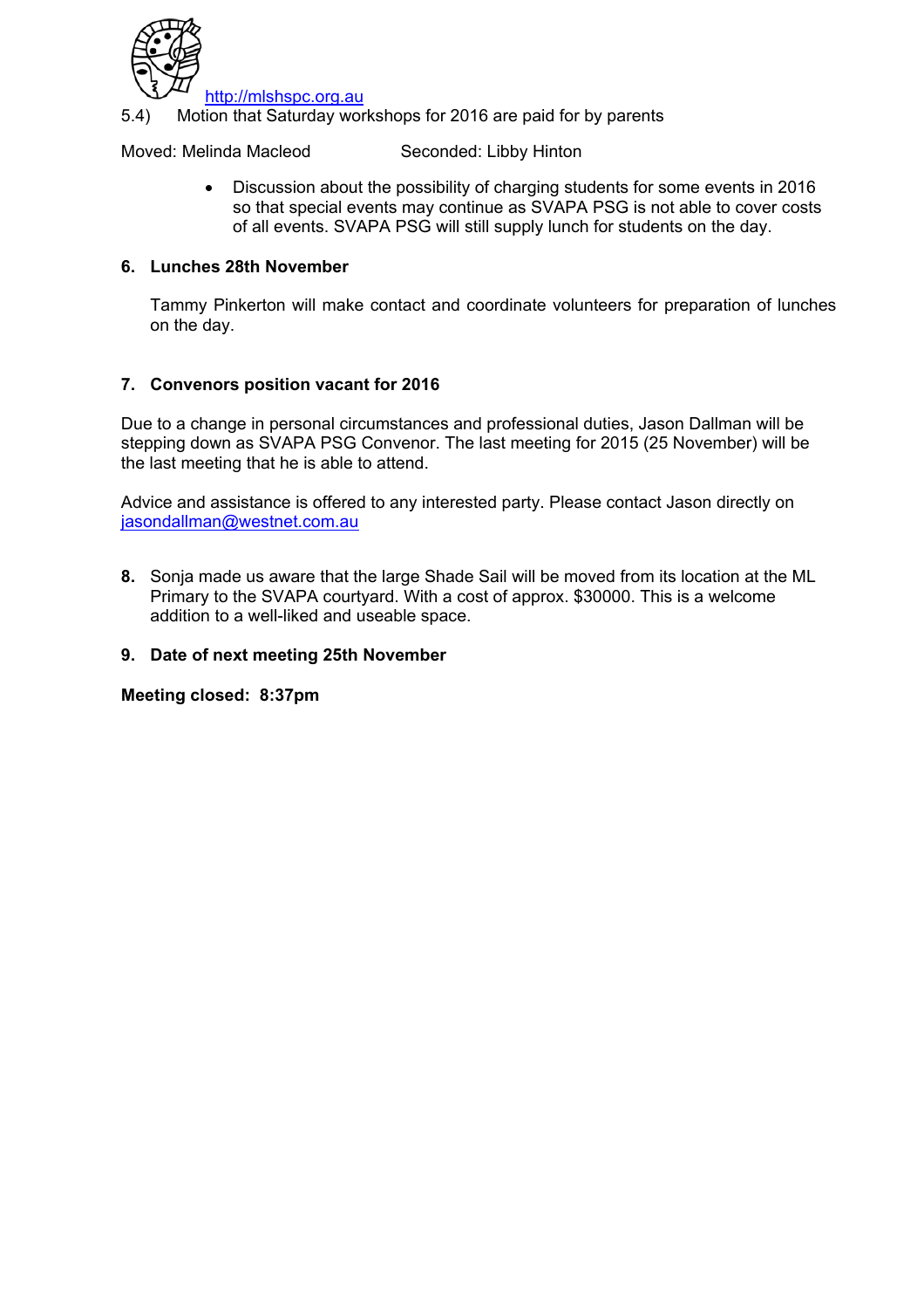http://mlshspc.org.au

5.4) Motion that Saturday workshops for 2016 are paid for by parents

Moved: Melinda Macleod Seconded: Libby Hinton

- Discussion about the possibility of charging students for some events in 2016 so that special events may continue as SVAPA PSG is not able to cover costs of all events. SVAPA PSG will still supply lunch for students on the day.

**6. Lunches 28th November**

Tammy Pinkerton will make contact and coordinate volunteers for preparation of lunches on the day.

**7. Convenors position vacant for 2016**

Due to a change in personal circumstances and professional duties, Jason Dallman will be stepping down as SVAPA PSG Convenor. The last meeting for 2015 (25 November) will be the last meeting that he is able to attend.

Advice and assistance is offered to any interested party. Please contact Jason directly on jasondallman@westnet.com.au

**8.** Sonja made us aware that the large Shade Sail will be moved from its location at the ML Primary to the SVAPA courtyard. With a cost of approx. $30000. This is a welcome addition to a well-liked and useable space.

**9. Date of next meeting 25th November**

**Meeting closed: 8:37pm**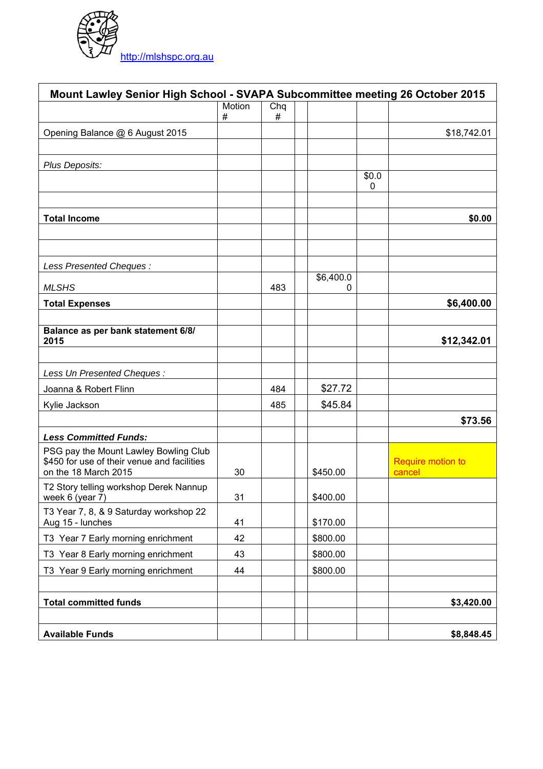http://mlshspc.org.au

| Mount Lawley Senior High School - SVAPA Subcommittee meeting 26 October 2015 | | | | | | |
|---|---|---|---|---|---|---|
| | Motion # | Chq # | | | | |
| Opening Balance @ 6 August 2015 | | | | | | $18,742.01 |
| | | | | | | |
| *Plus Deposits:* | | | | | | |
| | | | | | $0.00 | |
| | | | | | | |
| **Total Income** | | | | | | **$0.00** |
| | | | | | | |
| | | | | | | |
| *Less Presented Cheques :* | | | | | | |
| *MLSHS* | | 483 | | $6,400.00 | | |
| **Total Expenses** | | | | | | **$6,400.00** |
| | | | | | | |
| **Balance as per bank statement 6/8/ 2015** | | | | | | **$12,342.01** |
| | | | | | | |
| *Less Un Presented Cheques :* | | | | | | |
| Joanna & Robert Flinn | | 484 | | $27.72 | | |
| Kylie Jackson | | 485 | | $45.84 | | |
| | | | | | | **$73.56** |
| ***Less Committed Funds:*** | | | | | | |
| PSG pay the Mount Lawley Bowling Club $450 for use of their venue and facilities on the 18 March 2015 | 30 | | | $450.00 | | Require motion to cancel |
| T2 Story telling workshop Derek Nannup week 6 (year 7) | 31 | | | $400.00 | | |
| T3 Year 7, 8, & 9 Saturday workshop 22 Aug 15 - lunches | 41 | | | $170.00 | | |
| T3 Year 7 Early morning enrichment | 42 | | | $800.00 | | |
| T3 Year 8 Early morning enrichment | 43 | | | $800.00 | | |
| T3 Year 9 Early morning enrichment | 44 | | | $800.00 | | |
| | | | | | | |
| **Total committed funds** | | | | | | **$3,420.00** |
| | | | | | | |
| **Available Funds** | | | | | | **$8,848.45** |